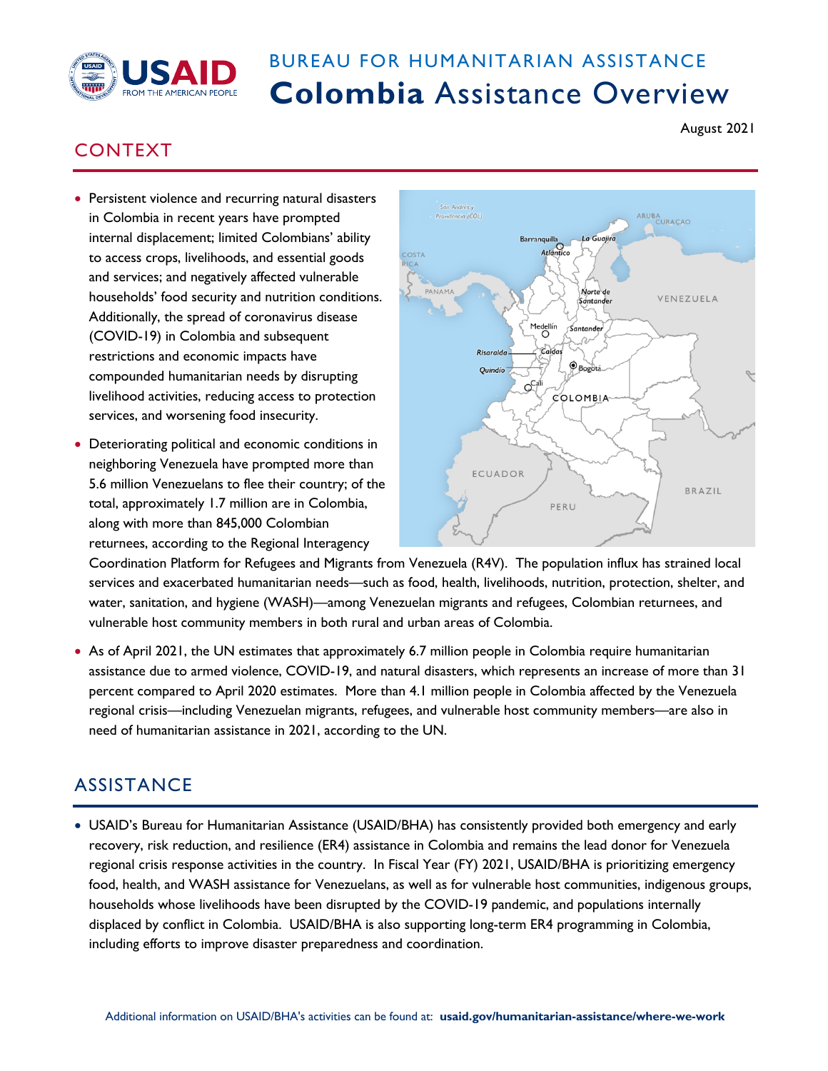BUREAU FOR HUMANITARIAN ASSISTANCE

# Colombia Assistance Overview

August 2021

## CONTEXT

- Persistent violence and recurring natural disasters in Colombia in recent years have prompted internal displacement; limited Colombians' ability to access crops, livelihoods, and essential goods and services; and negatively affected vulnerable households' food security and nutrition conditions. Additionally, the spread of coronavirus disease (COVID-19) in Colombia and subsequent restrictions and economic impacts have compounded humanitarian needs by disrupting livelihood activities, reducing access to protection services, and worsening food insecurity.
- Deteriorating political and economic conditions in neighboring Venezuela have prompted more than 5.6 million Venezuelans to flee their country; of the total, approximately 1.7 million are in Colombia, along with more than 845,000 Colombian returnees, according to the Regional Interagency Coordination Platform for Refugees and Migrants from Venezuela (R4V). The population influx has strained local services and exacerbated humanitarian needs—such as food, health, livelihoods, nutrition, protection, shelter, and water, sanitation, and hygiene (WASH)—among Venezuelan migrants and refugees, Colombian returnees, and vulnerable host community members in both rural and urban areas of Colombia.
- As of April 2021, the UN estimates that approximately 6.7 million people in Colombia require humanitarian assistance due to armed violence, COVID-19, and natural disasters, which represents an increase of more than 31 percent compared to April 2020 estimates. More than 4.1 million people in Colombia affected by the Venezuela regional crisis—including Venezuelan migrants, refugees, and vulnerable host community members—are also in need of humanitarian assistance in 2021, according to the UN.

## ASSISTANCE

- USAID's Bureau for Humanitarian Assistance (USAID/BHA) has consistently provided both emergency and early recovery, risk reduction, and resilience (ER4) assistance in Colombia and remains the lead donor for Venezuela regional crisis response activities in the country. In Fiscal Year (FY) 2021, USAID/BHA is prioritizing emergency food, health, and WASH assistance for Venezuelans, as well as for vulnerable host communities, indigenous groups, households whose livelihoods have been disrupted by the COVID-19 pandemic, and populations internally displaced by conflict in Colombia. USAID/BHA is also supporting long-term ER4 programming in Colombia, including efforts to improve disaster preparedness and coordination.

Additional information on USAID/BHA's activities can be found at: **usaid.gov/humanitarian-assistance/where-we-work**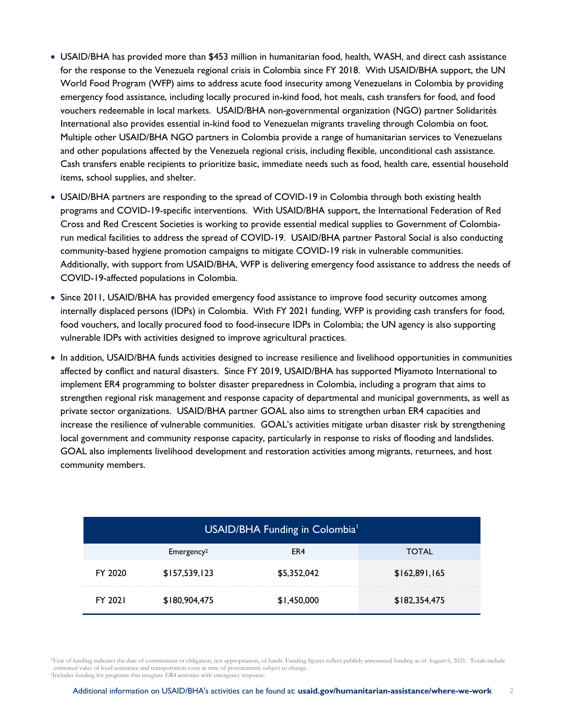- USAID/BHA has provided more than $453 million in humanitarian food, health, WASH, and direct cash assistance for the response to the Venezuela regional crisis in Colombia since FY 2018. With USAID/BHA support, the UN World Food Program (WFP) aims to address acute food insecurity among Venezuelans in Colombia by providing emergency food assistance, including locally procured in-kind food, hot meals, cash transfers for food, and food vouchers redeemable in local markets. USAID/BHA non-governmental organization (NGO) partner Solidarités International also provides essential in-kind food to Venezuelan migrants traveling through Colombia on foot. Multiple other USAID/BHA NGO partners in Colombia provide a range of humanitarian services to Venezuelans and other populations affected by the Venezuela regional crisis, including flexible, unconditional cash assistance. Cash transfers enable recipients to prioritize basic, immediate needs such as food, health care, essential household items, school supplies, and shelter.
- USAID/BHA partners are responding to the spread of COVID-19 in Colombia through both existing health programs and COVID-19-specific interventions. With USAID/BHA support, the International Federation of Red Cross and Red Crescent Societies is working to provide essential medical supplies to Government of Colombia-run medical facilities to address the spread of COVID-19. USAID/BHA partner Pastoral Social is also conducting community-based hygiene promotion campaigns to mitigate COVID-19 risk in vulnerable communities. Additionally, with support from USAID/BHA, WFP is delivering emergency food assistance to address the needs of COVID-19-affected populations in Colombia.
- Since 2011, USAID/BHA has provided emergency food assistance to improve food security outcomes among internally displaced persons (IDPs) in Colombia. With FY 2021 funding, WFP is providing cash transfers for food, food vouchers, and locally procured food to food-insecure IDPs in Colombia; the UN agency is also supporting vulnerable IDPs with activities designed to improve agricultural practices.
- In addition, USAID/BHA funds activities designed to increase resilience and livelihood opportunities in communities affected by conflict and natural disasters. Since FY 2019, USAID/BHA has supported Miyamoto International to implement ER4 programming to bolster disaster preparedness in Colombia, including a program that aims to strengthen regional risk management and response capacity of departmental and municipal governments, as well as private sector organizations. USAID/BHA partner GOAL also aims to strengthen urban ER4 capacities and increase the resilience of vulnerable communities. GOAL's activities mitigate urban disaster risk by strengthening local government and community response capacity, particularly in response to risks of flooding and landslides. GOAL also implements livelihood development and restoration activities among migrants, returnees, and host community members.

**USAID/BHA Funding in Colombia[1]**

| | Emergency[2] | ER4 | TOTAL |
|---|---|---|---|
| FY 2020 | $157,539,123 | $5,352,042 | $162,891,165 |
| FY 2021 | $180,904,475 | $1,450,000 | $182,354,475 |

[1]Year of funding indicates the date of commitment or obligation, not appropriation, of funds. Funding figures reflect publicly announced funding as of August 6, 2021. Totals include estimated value of food assistance and transportation costs at time of procurement; subject to change.
[2]Includes funding for programs that integrate ER4 activities with emergency response.

Additional information on USAID/BHA's activities can be found at: **usaid.gov/humanitarian-assistance/where-we-work**